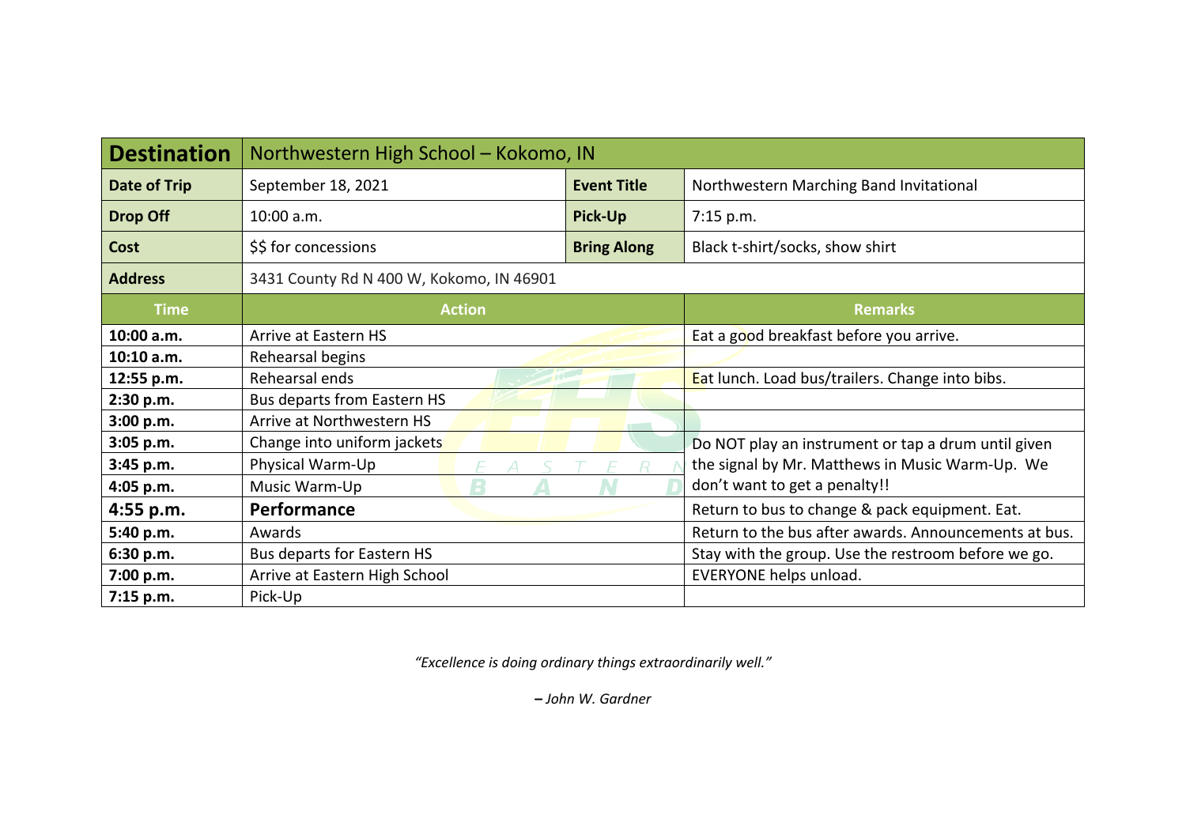| **Destination** | Northwestern High School – Kokomo, IN | | |
|---|---|---|---|
| **Date of Trip** | September 18, 2021 | **Event Title** | Northwestern Marching Band Invitational |
| **Drop Off** | 10:00 a.m. | **Pick-Up** | 7:15 p.m. |
| **Cost** | $$ for concessions | **Bring Along** | Black t-shirt/socks, show shirt |
| **Address** | 3431 County Rd N 400 W, Kokomo, IN 46901 | | |

| Time | Action | Remarks |
|---|---|---|
| **10:00 a.m.** | Arrive at Eastern HS | Eat a good breakfast before you arrive. |
| **10:10 a.m.** | Rehearsal begins | |
| **12:55 p.m.** | Rehearsal ends | Eat lunch. Load bus/trailers. Change into bibs. |
| **2:30 p.m.** | Bus departs from Eastern HS | |
| **3:00 p.m.** | Arrive at Northwestern HS | |
| **3:05 p.m.** | Change into uniform jackets | Do NOT play an instrument or tap a drum until given the signal by Mr. Matthews in Music Warm-Up. We don't want to get a penalty!! |
| **3:45 p.m.** | Physical Warm-Up | |
| **4:05 p.m.** | Music Warm-Up | |
| **4:55 p.m.** | **Performance** | Return to bus to change & pack equipment. Eat. |
| **5:40 p.m.** | Awards | Return to the bus after awards. Announcements at bus. |
| **6:30 p.m.** | Bus departs for Eastern HS | Stay with the group. Use the restroom before we go. |
| **7:00 p.m.** | Arrive at Eastern High School | EVERYONE helps unload. |
| **7:15 p.m.** | Pick-Up | |

*"Excellence is doing ordinary things extraordinarily well."*

*– John W. Gardner*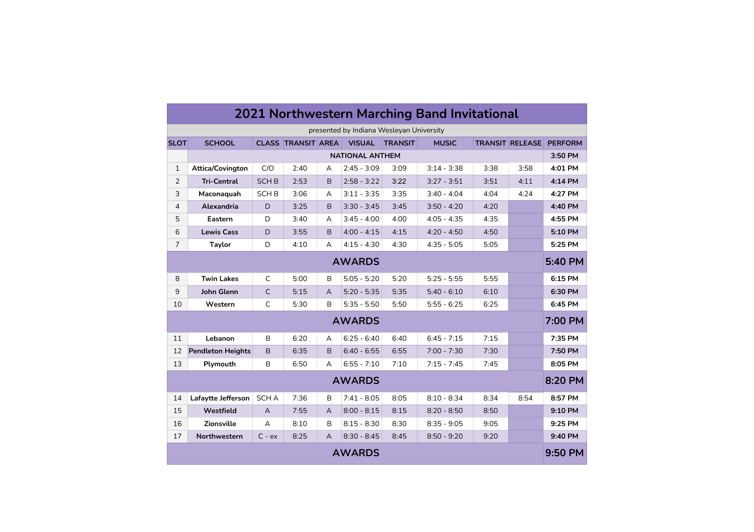# 2021 Northwestern Marching Band Invitational

presented by Indiana Wesleyan University

| SLOT | SCHOOL | CLASS | TRANSIT | AREA | VISUAL | TRANSIT | MUSIC | TRANSIT | RELEASE | PERFORM |
|---|---|---|---|---|---|---|---|---|---|---|
| | NATIONAL ANTHEM | | | | | | | | | 3:50 PM |
| 1 | Attica/Covington | C/O | 2:40 | A | 2:45 - 3:09 | 3:09 | 3:14 - 3:38 | 3:38 | 3:58 | 4:01 PM |
| 2 | Tri-Central | SCH B | 2:53 | B | 2:58 - 3:22 | 3:22 | 3:27 - 3:51 | 3:51 | 4:11 | 4:14 PM |
| 3 | Maconaquah | SCH B | 3:06 | A | 3:11 - 3:35 | 3:35 | 3:40 - 4:04 | 4:04 | 4:24 | 4:27 PM |
| 4 | Alexandria | D | 3:25 | B | 3:30 - 3:45 | 3:45 | 3:50 - 4:20 | 4:20 | | 4:40 PM |
| 5 | Eastern | D | 3:40 | A | 3:45 - 4:00 | 4:00 | 4:05 - 4:35 | 4:35 | | 4:55 PM |
| 6 | Lewis Cass | D | 3:55 | B | 4:00 - 4:15 | 4:15 | 4:20 - 4:50 | 4:50 | | 5:10 PM |
| 7 | Taylor | D | 4:10 | A | 4:15 - 4:30 | 4:30 | 4:35 - 5:05 | 5:05 | | 5:25 PM |
| | AWARDS | | | | | | | | | 5:40 PM |
| 8 | Twin Lakes | C | 5:00 | B | 5:05 - 5:20 | 5:20 | 5:25 - 5:55 | 5:55 | | 6:15 PM |
| 9 | John Glenn | C | 5:15 | A | 5:20 - 5:35 | 5:35 | 5:40 - 6:10 | 6:10 | | 6:30 PM |
| 10 | Western | C | 5:30 | B | 5:35 - 5:50 | 5:50 | 5:55 - 6:25 | 6:25 | | 6:45 PM |
| | AWARDS | | | | | | | | | 7:00 PM |
| 11 | Lebanon | B | 6:20 | A | 6:25 - 6:40 | 6:40 | 6:45 - 7:15 | 7:15 | | 7:35 PM |
| 12 | Pendleton Heights | B | 6:35 | B | 6:40 - 6:55 | 6:55 | 7:00 - 7:30 | 7:30 | | 7:50 PM |
| 13 | Plymouth | B | 6:50 | A | 6:55 - 7:10 | 7:10 | 7:15 - 7:45 | 7:45 | | 8:05 PM |
| | AWARDS | | | | | | | | | 8:20 PM |
| 14 | Lafaytte Jefferson | SCH A | 7:36 | B | 7:41 - 8:05 | 8:05 | 8:10 - 8:34 | 8:34 | 8:54 | 8:57 PM |
| 15 | Westfield | A | 7:55 | A | 8:00 - 8:15 | 8:15 | 8:20 - 8:50 | 8:50 | | 9:10 PM |
| 16 | Zionsville | A | 8:10 | B | 8:15 - 8:30 | 8:30 | 8:35 - 9:05 | 9:05 | | 9:25 PM |
| 17 | Northwestern | C - ex | 8:25 | A | 8:30 - 8:45 | 8:45 | 8:50 - 9:20 | 9:20 | | 9:40 PM |
| | AWARDS | | | | | | | | | 9:50 PM |